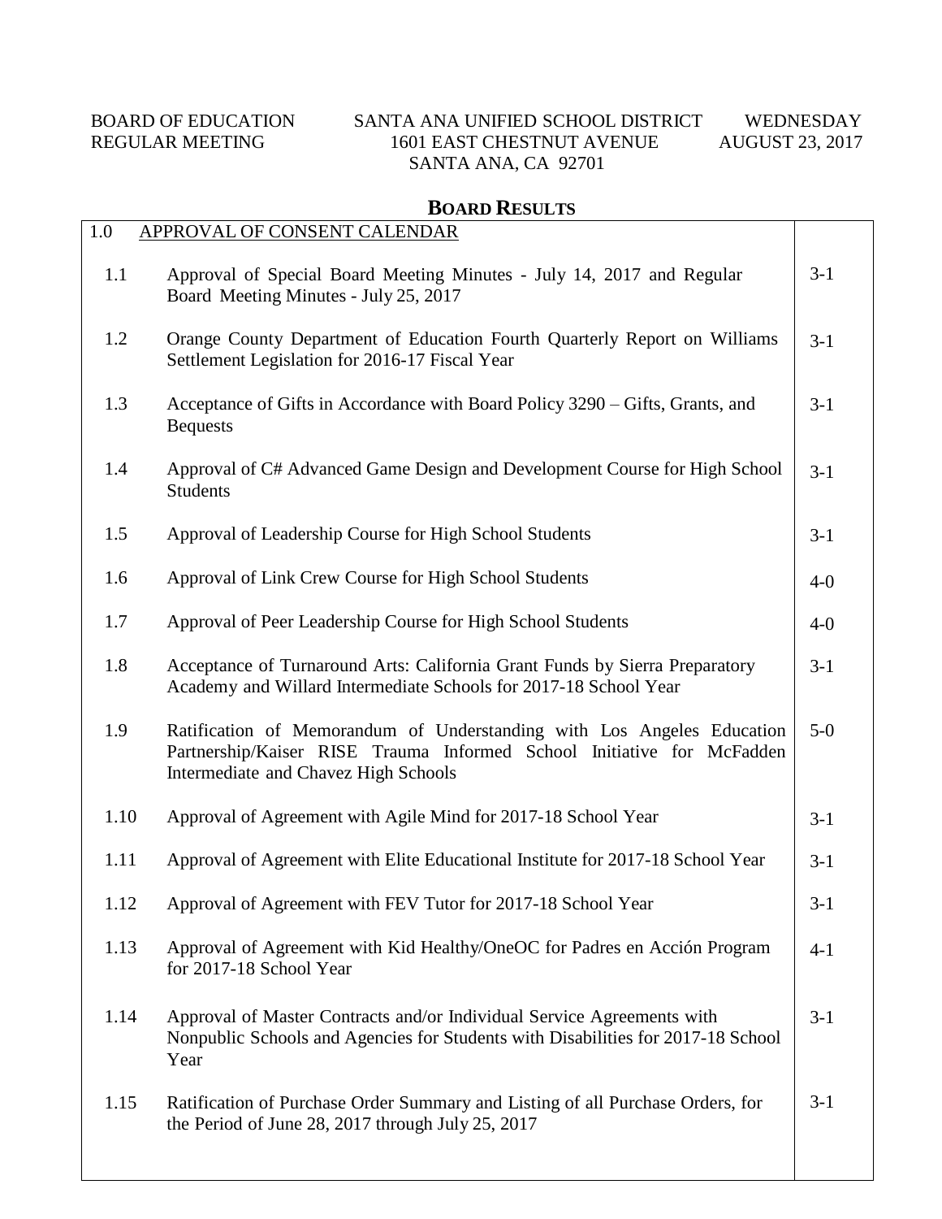BOARD OF EDUCATION REGULAR MEETING

SANTA ANA UNIFIED SCHOOL DISTRICT
1601 EAST CHESTNUT AVENUE
SANTA ANA, CA 92701

WEDNESDAY
AUGUST 23, 2017

## BOARD RESULTS

| 1.0 | APPROVAL OF CONSENT CALENDAR | |
|---|---|---|
| 1.1 | Approval of Special Board Meeting Minutes - July 14, 2017 and Regular Board Meeting Minutes - July 25, 2017 | 3-1 |
| 1.2 | Orange County Department of Education Fourth Quarterly Report on Williams Settlement Legislation for 2016-17 Fiscal Year | 3-1 |
| 1.3 | Acceptance of Gifts in Accordance with Board Policy 3290 – Gifts, Grants, and Bequests | 3-1 |
| 1.4 | Approval of C# Advanced Game Design and Development Course for High School Students | 3-1 |
| 1.5 | Approval of Leadership Course for High School Students | 3-1 |
| 1.6 | Approval of Link Crew Course for High School Students | 4-0 |
| 1.7 | Approval of Peer Leadership Course for High School Students | 4-0 |
| 1.8 | Acceptance of Turnaround Arts: California Grant Funds by Sierra Preparatory Academy and Willard Intermediate Schools for 2017-18 School Year | 3-1 |
| 1.9 | Ratification of Memorandum of Understanding with Los Angeles Education Partnership/Kaiser RISE Trauma Informed School Initiative for McFadden Intermediate and Chavez High Schools | 5-0 |
| 1.10 | Approval of Agreement with Agile Mind for 2017-18 School Year | 3-1 |
| 1.11 | Approval of Agreement with Elite Educational Institute for 2017-18 School Year | 3-1 |
| 1.12 | Approval of Agreement with FEV Tutor for 2017-18 School Year | 3-1 |
| 1.13 | Approval of Agreement with Kid Healthy/OneOC for Padres en Acción Program for 2017-18 School Year | 4-1 |
| 1.14 | Approval of Master Contracts and/or Individual Service Agreements with Nonpublic Schools and Agencies for Students with Disabilities for 2017-18 School Year | 3-1 |
| 1.15 | Ratification of Purchase Order Summary and Listing of all Purchase Orders, for the Period of June 28, 2017 through July 25, 2017 | 3-1 |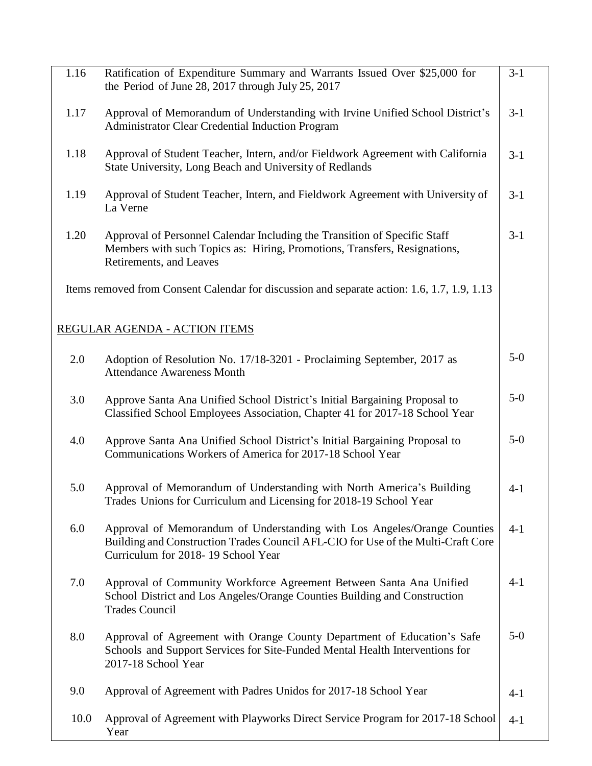| | | |
|---|---|---|
| 1.16 | Ratification of Expenditure Summary and Warrants Issued Over $25,000 for the Period of June 28, 2017 through July 25, 2017 | 3-1 |
| 1.17 | Approval of Memorandum of Understanding with Irvine Unified School District's Administrator Clear Credential Induction Program | 3-1 |
| 1.18 | Approval of Student Teacher, Intern, and/or Fieldwork Agreement with California State University, Long Beach and University of Redlands | 3-1 |
| 1.19 | Approval of Student Teacher, Intern, and Fieldwork Agreement with University of La Verne | 3-1 |
| 1.20 | Approval of Personnel Calendar Including the Transition of Specific Staff Members with such Topics as: Hiring, Promotions, Transfers, Resignations, Retirements, and Leaves | 3-1 |
| Items removed from Consent Calendar for discussion and separate action: 1.6, 1.7, 1.9, 1.13 | | |
| REGULAR AGENDA - ACTION ITEMS | | |
| 2.0 | Adoption of Resolution No. 17/18-3201 - Proclaiming September, 2017 as Attendance Awareness Month | 5-0 |
| 3.0 | Approve Santa Ana Unified School District's Initial Bargaining Proposal to Classified School Employees Association, Chapter 41 for 2017-18 School Year | 5-0 |
| 4.0 | Approve Santa Ana Unified School District's Initial Bargaining Proposal to Communications Workers of America for 2017-18 School Year | 5-0 |
| 5.0 | Approval of Memorandum of Understanding with North America's Building Trades Unions for Curriculum and Licensing for 2018-19 School Year | 4-1 |
| 6.0 | Approval of Memorandum of Understanding with Los Angeles/Orange Counties Building and Construction Trades Council AFL-CIO for Use of the Multi-Craft Core Curriculum for 2018- 19 School Year | 4-1 |
| 7.0 | Approval of Community Workforce Agreement Between Santa Ana Unified School District and Los Angeles/Orange Counties Building and Construction Trades Council | 4-1 |
| 8.0 | Approval of Agreement with Orange County Department of Education's Safe Schools and Support Services for Site-Funded Mental Health Interventions for 2017-18 School Year | 5-0 |
| 9.0 | Approval of Agreement with Padres Unidos for 2017-18 School Year | 4-1 |
| 10.0 | Approval of Agreement with Playworks Direct Service Program for 2017-18 School Year | 4-1 |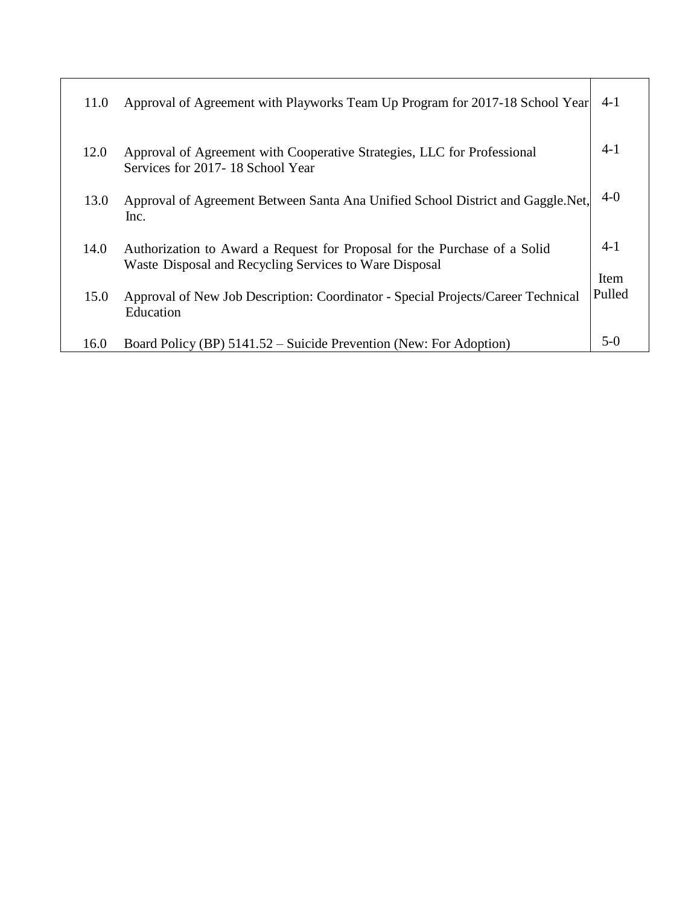| | | |
|---|---|---|
| 11.0 | Approval of Agreement with Playworks Team Up Program for 2017-18 School Year | 4-1 |
| 12.0 | Approval of Agreement with Cooperative Strategies, LLC for Professional Services for 2017- 18 School Year | 4-1 |
| 13.0 | Approval of Agreement Between Santa Ana Unified School District and Gaggle.Net, Inc. | 4-0 |
| 14.0 | Authorization to Award a Request for Proposal for the Purchase of a Solid Waste Disposal and Recycling Services to Ware Disposal | 4-1 |
| 15.0 | Approval of New Job Description: Coordinator - Special Projects/Career Technical Education | Item Pulled |
| 16.0 | Board Policy (BP) 5141.52 – Suicide Prevention (New: For Adoption) | 5-0 |